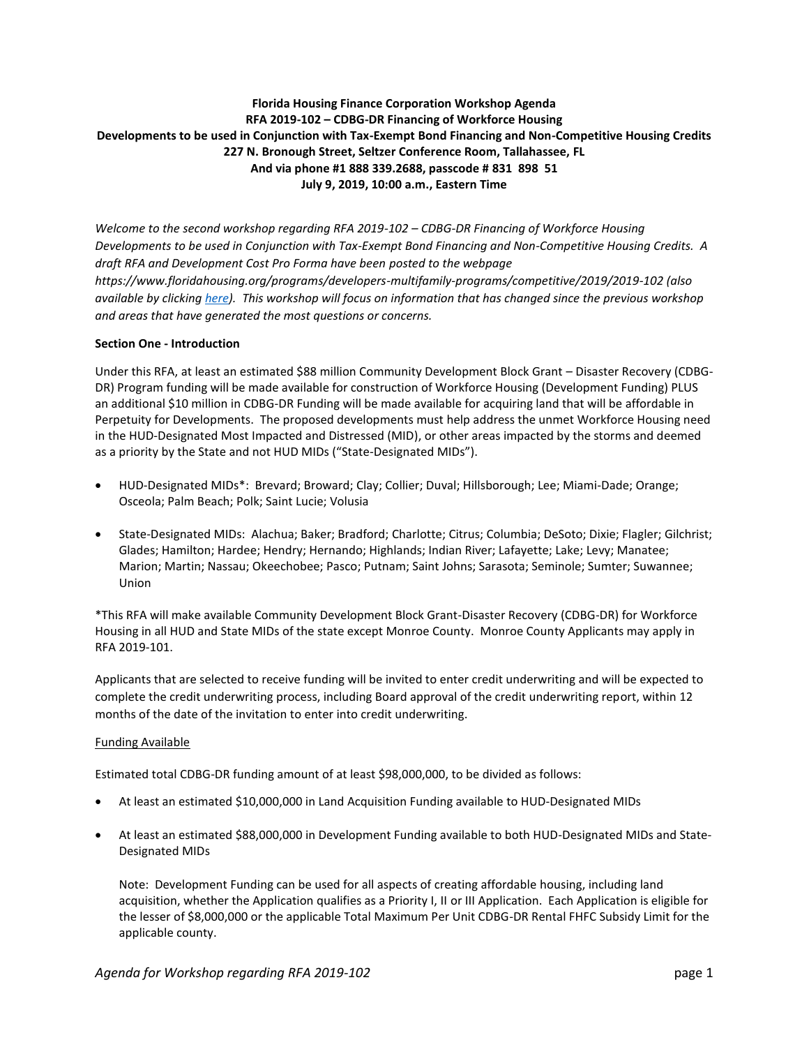**Florida Housing Finance Corporation Workshop Agenda**
**RFA 2019-102 – CDBG-DR Financing of Workforce Housing**
**Developments to be used in Conjunction with Tax-Exempt Bond Financing and Non-Competitive Housing Credits**
**227 N. Bronough Street, Seltzer Conference Room, Tallahassee, FL**
**And via phone #1 888 339.2688, passcode # 831 898 51**
**July 9, 2019, 10:00 a.m., Eastern Time**

*Welcome to the second workshop regarding RFA 2019-102 – CDBG-DR Financing of Workforce Housing Developments to be used in Conjunction with Tax-Exempt Bond Financing and Non-Competitive Housing Credits. A draft RFA and Development Cost Pro Forma have been posted to the webpage https://www.floridahousing.org/programs/developers-multifamily-programs/competitive/2019/2019-102 (also available by clicking here). This workshop will focus on information that has changed since the previous workshop and areas that have generated the most questions or concerns.*

**Section One - Introduction**

Under this RFA, at least an estimated $88 million Community Development Block Grant – Disaster Recovery (CDBG-DR) Program funding will be made available for construction of Workforce Housing (Development Funding) PLUS an additional $10 million in CDBG-DR Funding will be made available for acquiring land that will be affordable in Perpetuity for Developments. The proposed developments must help address the unmet Workforce Housing need in the HUD-Designated Most Impacted and Distressed (MID), or other areas impacted by the storms and deemed as a priority by the State and not HUD MIDs ("State-Designated MIDs").

- HUD-Designated MIDs*: Brevard; Broward; Clay; Collier; Duval; Hillsborough; Lee; Miami-Dade; Orange; Osceola; Palm Beach; Polk; Saint Lucie; Volusia
- State-Designated MIDs: Alachua; Baker; Bradford; Charlotte; Citrus; Columbia; DeSoto; Dixie; Flagler; Gilchrist; Glades; Hamilton; Hardee; Hendry; Hernando; Highlands; Indian River; Lafayette; Lake; Levy; Manatee; Marion; Martin; Nassau; Okeechobee; Pasco; Putnam; Saint Johns; Sarasota; Seminole; Sumter; Suwannee; Union

*This RFA will make available Community Development Block Grant-Disaster Recovery (CDBG-DR) for Workforce Housing in all HUD and State MIDs of the state except Monroe County. Monroe County Applicants may apply in RFA 2019-101.

Applicants that are selected to receive funding will be invited to enter credit underwriting and will be expected to complete the credit underwriting process, including Board approval of the credit underwriting report, within 12 months of the date of the invitation to enter into credit underwriting.

<u>Funding Available</u>

Estimated total CDBG-DR funding amount of at least $98,000,000, to be divided as follows:

- At least an estimated $10,000,000 in Land Acquisition Funding available to HUD-Designated MIDs
- At least an estimated $88,000,000 in Development Funding available to both HUD-Designated MIDs and State-Designated MIDs

  Note: Development Funding can be used for all aspects of creating affordable housing, including land acquisition, whether the Application qualifies as a Priority I, II or III Application. Each Application is eligible for the lesser of $8,000,000 or the applicable Total Maximum Per Unit CDBG-DR Rental FHFC Subsidy Limit for the applicable county.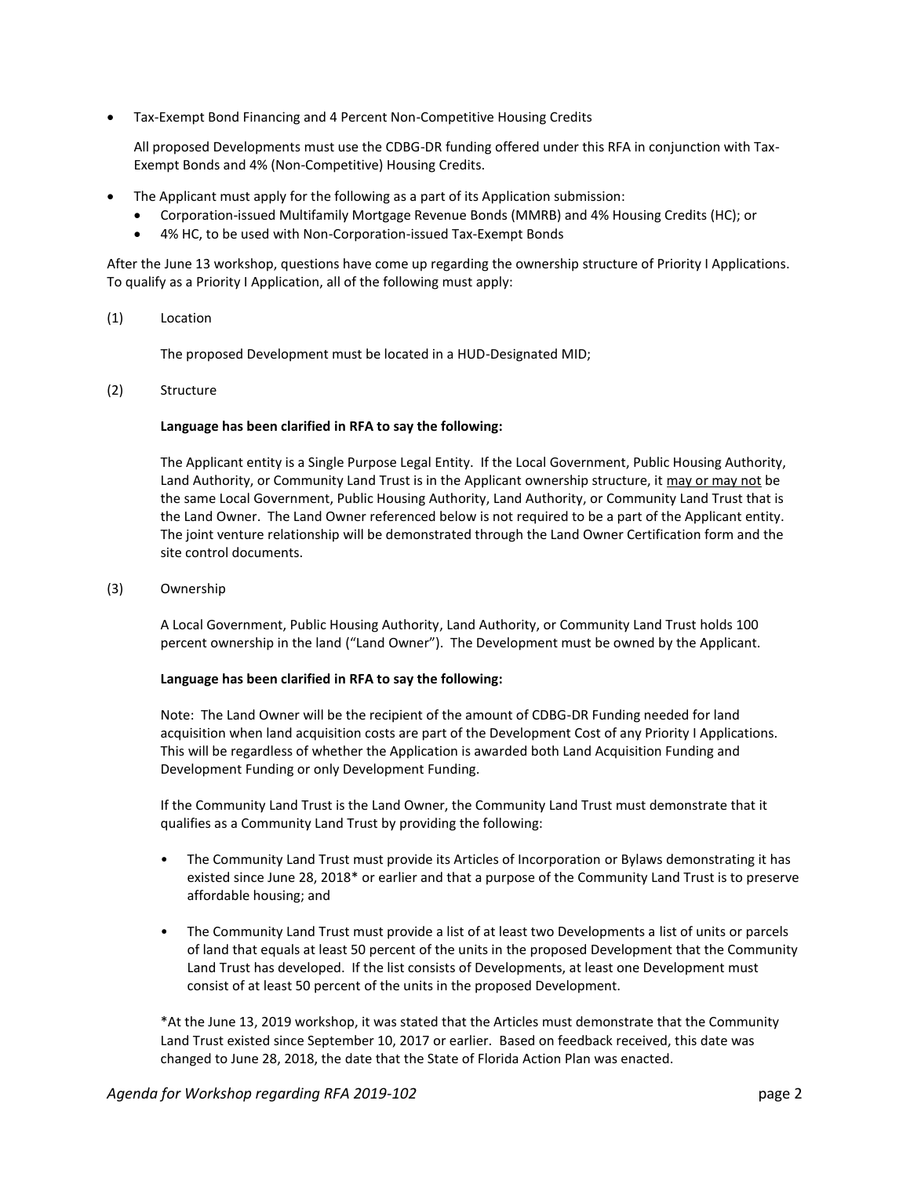- Tax-Exempt Bond Financing and 4 Percent Non-Competitive Housing Credits

  All proposed Developments must use the CDBG-DR funding offered under this RFA in conjunction with Tax-Exempt Bonds and 4% (Non-Competitive) Housing Credits.

- The Applicant must apply for the following as a part of its Application submission:
  - Corporation-issued Multifamily Mortgage Revenue Bonds (MMRB) and 4% Housing Credits (HC); or
  - 4% HC, to be used with Non-Corporation-issued Tax-Exempt Bonds

After the June 13 workshop, questions have come up regarding the ownership structure of Priority I Applications. To qualify as a Priority I Application, all of the following must apply:

(1) Location

The proposed Development must be located in a HUD-Designated MID;

(2) Structure

**Language has been clarified in RFA to say the following:**

The Applicant entity is a Single Purpose Legal Entity. If the Local Government, Public Housing Authority, Land Authority, or Community Land Trust is in the Applicant ownership structure, it <u>may or may not</u> be the same Local Government, Public Housing Authority, Land Authority, or Community Land Trust that is the Land Owner. The Land Owner referenced below is not required to be a part of the Applicant entity. The joint venture relationship will be demonstrated through the Land Owner Certification form and the site control documents.

(3) Ownership

A Local Government, Public Housing Authority, Land Authority, or Community Land Trust holds 100 percent ownership in the land ("Land Owner"). The Development must be owned by the Applicant.

**Language has been clarified in RFA to say the following:**

Note: The Land Owner will be the recipient of the amount of CDBG-DR Funding needed for land acquisition when land acquisition costs are part of the Development Cost of any Priority I Applications. This will be regardless of whether the Application is awarded both Land Acquisition Funding and Development Funding or only Development Funding.

If the Community Land Trust is the Land Owner, the Community Land Trust must demonstrate that it qualifies as a Community Land Trust by providing the following:

- The Community Land Trust must provide its Articles of Incorporation or Bylaws demonstrating it has existed since June 28, 2018* or earlier and that a purpose of the Community Land Trust is to preserve affordable housing; and

- The Community Land Trust must provide a list of at least two Developments a list of units or parcels of land that equals at least 50 percent of the units in the proposed Development that the Community Land Trust has developed. If the list consists of Developments, at least one Development must consist of at least 50 percent of the units in the proposed Development.

*At the June 13, 2019 workshop, it was stated that the Articles must demonstrate that the Community Land Trust existed since September 10, 2017 or earlier. Based on feedback received, this date was changed to June 28, 2018, the date that the State of Florida Action Plan was enacted.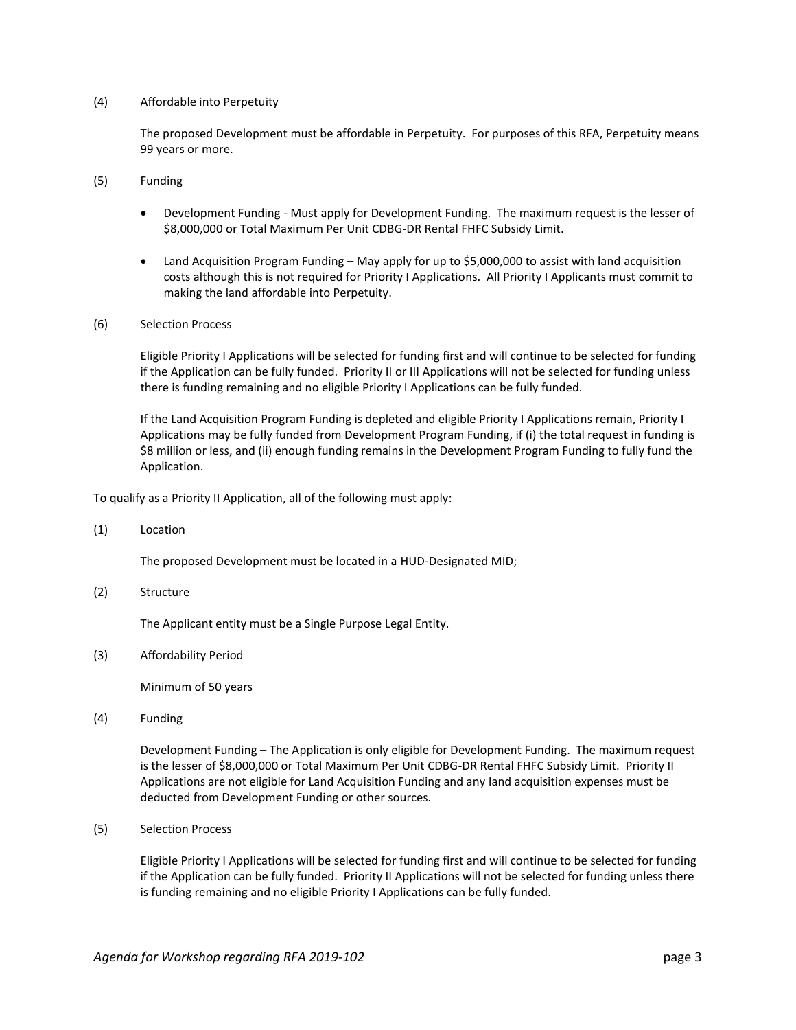(4) Affordable into Perpetuity

The proposed Development must be affordable in Perpetuity. For purposes of this RFA, Perpetuity means 99 years or more.

(5) Funding

- Development Funding - Must apply for Development Funding. The maximum request is the lesser of $8,000,000 or Total Maximum Per Unit CDBG-DR Rental FHFC Subsidy Limit.
- Land Acquisition Program Funding – May apply for up to $5,000,000 to assist with land acquisition costs although this is not required for Priority I Applications. All Priority I Applicants must commit to making the land affordable into Perpetuity.

(6) Selection Process

Eligible Priority I Applications will be selected for funding first and will continue to be selected for funding if the Application can be fully funded. Priority II or III Applications will not be selected for funding unless there is funding remaining and no eligible Priority I Applications can be fully funded.

If the Land Acquisition Program Funding is depleted and eligible Priority I Applications remain, Priority I Applications may be fully funded from Development Program Funding, if (i) the total request in funding is $8 million or less, and (ii) enough funding remains in the Development Program Funding to fully fund the Application.

To qualify as a Priority II Application, all of the following must apply:

(1) Location

The proposed Development must be located in a HUD-Designated MID;

(2) Structure

The Applicant entity must be a Single Purpose Legal Entity.

(3) Affordability Period

Minimum of 50 years

(4) Funding

Development Funding – The Application is only eligible for Development Funding. The maximum request is the lesser of $8,000,000 or Total Maximum Per Unit CDBG-DR Rental FHFC Subsidy Limit. Priority II Applications are not eligible for Land Acquisition Funding and any land acquisition expenses must be deducted from Development Funding or other sources.

(5) Selection Process

Eligible Priority I Applications will be selected for funding first and will continue to be selected for funding if the Application can be fully funded. Priority II Applications will not be selected for funding unless there is funding remaining and no eligible Priority I Applications can be fully funded.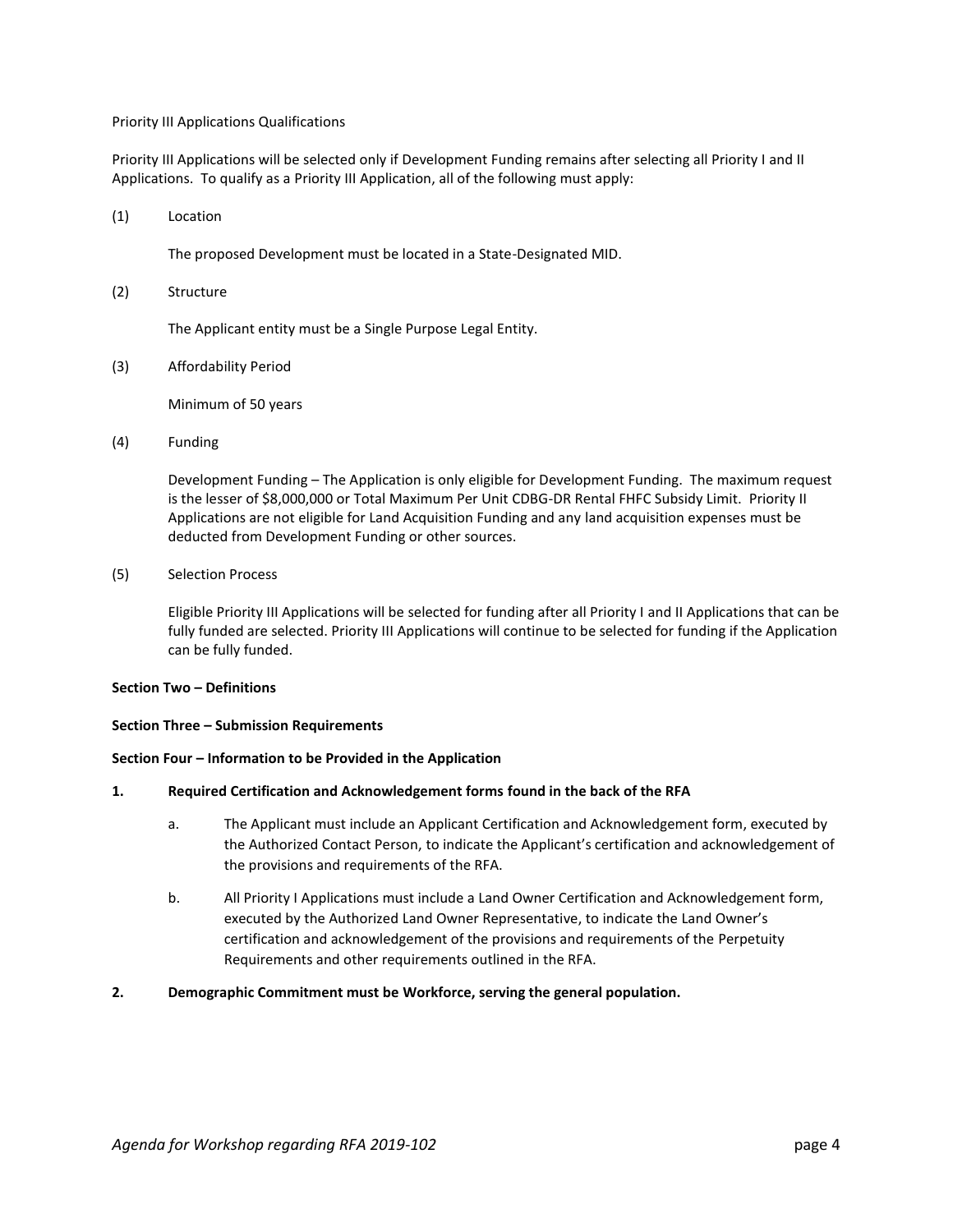Priority III Applications Qualifications

Priority III Applications will be selected only if Development Funding remains after selecting all Priority I and II Applications. To qualify as a Priority III Application, all of the following must apply:

(1) Location

The proposed Development must be located in a State-Designated MID.

(2) Structure

The Applicant entity must be a Single Purpose Legal Entity.

(3) Affordability Period

Minimum of 50 years

(4) Funding

Development Funding – The Application is only eligible for Development Funding. The maximum request is the lesser of $8,000,000 or Total Maximum Per Unit CDBG-DR Rental FHFC Subsidy Limit. Priority II Applications are not eligible for Land Acquisition Funding and any land acquisition expenses must be deducted from Development Funding or other sources.

(5) Selection Process

Eligible Priority III Applications will be selected for funding after all Priority I and II Applications that can be fully funded are selected. Priority III Applications will continue to be selected for funding if the Application can be fully funded.

**Section Two – Definitions**

**Section Three – Submission Requirements**

**Section Four – Information to be Provided in the Application**

**1. Required Certification and Acknowledgement forms found in the back of the RFA**

a. The Applicant must include an Applicant Certification and Acknowledgement form, executed by the Authorized Contact Person, to indicate the Applicant's certification and acknowledgement of the provisions and requirements of the RFA.

b. All Priority I Applications must include a Land Owner Certification and Acknowledgement form, executed by the Authorized Land Owner Representative, to indicate the Land Owner's certification and acknowledgement of the provisions and requirements of the Perpetuity Requirements and other requirements outlined in the RFA.

**2. Demographic Commitment must be Workforce, serving the general population.**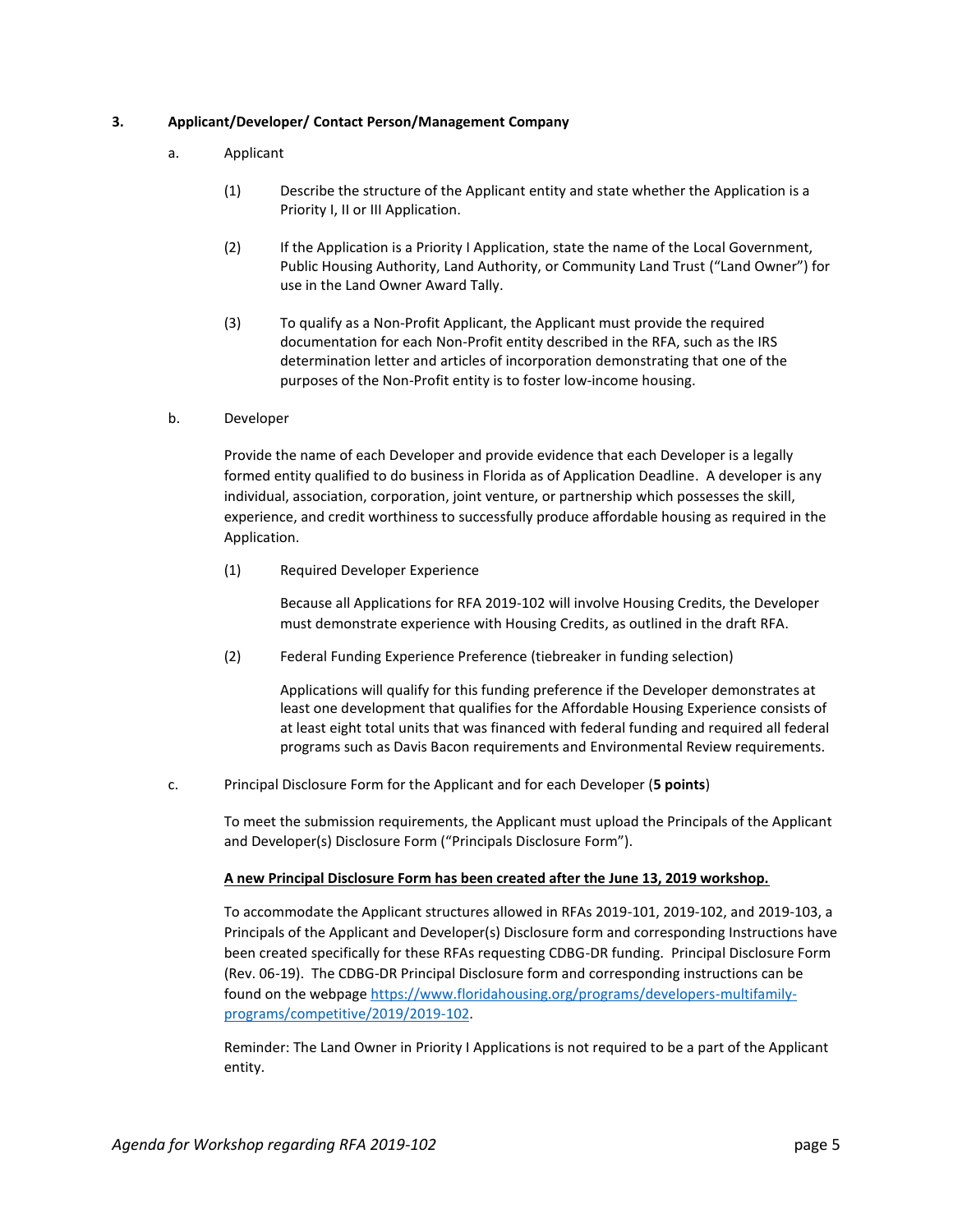**3. Applicant/Developer/ Contact Person/Management Company**

a. Applicant

(1) Describe the structure of the Applicant entity and state whether the Application is a Priority I, II or III Application.

(2) If the Application is a Priority I Application, state the name of the Local Government, Public Housing Authority, Land Authority, or Community Land Trust ("Land Owner") for use in the Land Owner Award Tally.

(3) To qualify as a Non-Profit Applicant, the Applicant must provide the required documentation for each Non-Profit entity described in the RFA, such as the IRS determination letter and articles of incorporation demonstrating that one of the purposes of the Non-Profit entity is to foster low-income housing.

b. Developer

Provide the name of each Developer and provide evidence that each Developer is a legally formed entity qualified to do business in Florida as of Application Deadline. A developer is any individual, association, corporation, joint venture, or partnership which possesses the skill, experience, and credit worthiness to successfully produce affordable housing as required in the Application.

(1) Required Developer Experience

Because all Applications for RFA 2019-102 will involve Housing Credits, the Developer must demonstrate experience with Housing Credits, as outlined in the draft RFA.

(2) Federal Funding Experience Preference (tiebreaker in funding selection)

Applications will qualify for this funding preference if the Developer demonstrates at least one development that qualifies for the Affordable Housing Experience consists of at least eight total units that was financed with federal funding and required all federal programs such as Davis Bacon requirements and Environmental Review requirements.

c. Principal Disclosure Form for the Applicant and for each Developer (**5 points**)

To meet the submission requirements, the Applicant must upload the Principals of the Applicant and Developer(s) Disclosure Form ("Principals Disclosure Form").

**A new Principal Disclosure Form has been created after the June 13, 2019 workshop.**

To accommodate the Applicant structures allowed in RFAs 2019-101, 2019-102, and 2019-103, a Principals of the Applicant and Developer(s) Disclosure form and corresponding Instructions have been created specifically for these RFAs requesting CDBG-DR funding. Principal Disclosure Form (Rev. 06-19). The CDBG-DR Principal Disclosure form and corresponding instructions can be found on the webpage [https://www.floridahousing.org/programs/developers-multifamily-programs/competitive/2019/2019-102](https://www.floridahousing.org/programs/developers-multifamily-programs/competitive/2019/2019-102).

Reminder: The Land Owner in Priority I Applications is not required to be a part of the Applicant entity.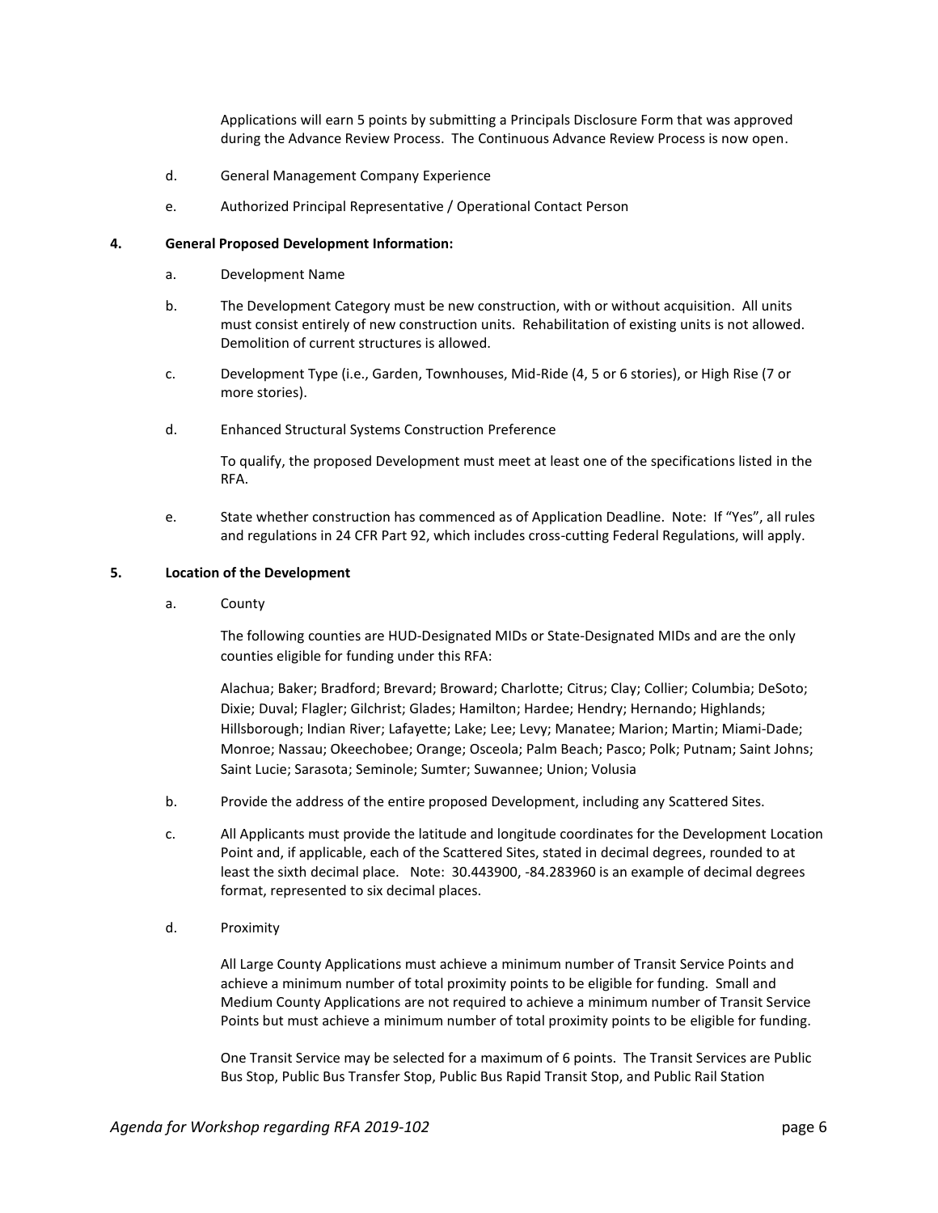Applications will earn 5 points by submitting a Principals Disclosure Form that was approved during the Advance Review Process. The Continuous Advance Review Process is now open.

d. General Management Company Experience

e. Authorized Principal Representative / Operational Contact Person

**4. General Proposed Development Information:**

a. Development Name

b. The Development Category must be new construction, with or without acquisition. All units must consist entirely of new construction units. Rehabilitation of existing units is not allowed. Demolition of current structures is allowed.

c. Development Type (i.e., Garden, Townhouses, Mid-Ride (4, 5 or 6 stories), or High Rise (7 or more stories).

d. Enhanced Structural Systems Construction Preference

To qualify, the proposed Development must meet at least one of the specifications listed in the RFA.

e. State whether construction has commenced as of Application Deadline. Note: If "Yes", all rules and regulations in 24 CFR Part 92, which includes cross-cutting Federal Regulations, will apply.

**5. Location of the Development**

a. County

The following counties are HUD-Designated MIDs or State-Designated MIDs and are the only counties eligible for funding under this RFA:

Alachua; Baker; Bradford; Brevard; Broward; Charlotte; Citrus; Clay; Collier; Columbia; DeSoto; Dixie; Duval; Flagler; Gilchrist; Glades; Hamilton; Hardee; Hendry; Hernando; Highlands; Hillsborough; Indian River; Lafayette; Lake; Lee; Levy; Manatee; Marion; Martin; Miami-Dade; Monroe; Nassau; Okeechobee; Orange; Osceola; Palm Beach; Pasco; Polk; Putnam; Saint Johns; Saint Lucie; Sarasota; Seminole; Sumter; Suwannee; Union; Volusia

b. Provide the address of the entire proposed Development, including any Scattered Sites.

c. All Applicants must provide the latitude and longitude coordinates for the Development Location Point and, if applicable, each of the Scattered Sites, stated in decimal degrees, rounded to at least the sixth decimal place. Note: 30.443900, -84.283960 is an example of decimal degrees format, represented to six decimal places.

d. Proximity

All Large County Applications must achieve a minimum number of Transit Service Points and achieve a minimum number of total proximity points to be eligible for funding. Small and Medium County Applications are not required to achieve a minimum number of Transit Service Points but must achieve a minimum number of total proximity points to be eligible for funding.

One Transit Service may be selected for a maximum of 6 points. The Transit Services are Public Bus Stop, Public Bus Transfer Stop, Public Bus Rapid Transit Stop, and Public Rail Station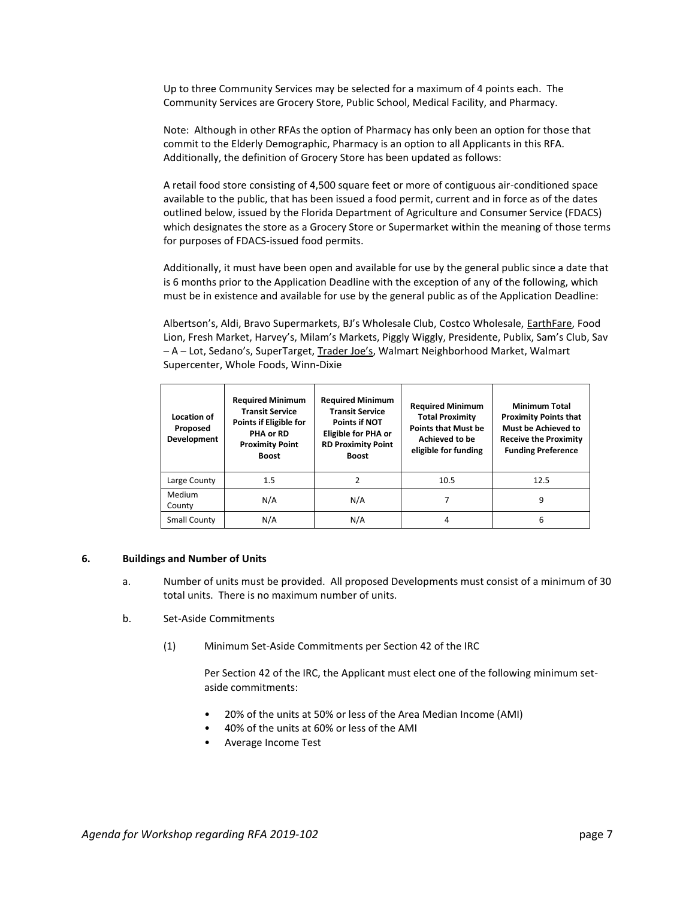Up to three Community Services may be selected for a maximum of 4 points each. The Community Services are Grocery Store, Public School, Medical Facility, and Pharmacy.

Note: Although in other RFAs the option of Pharmacy has only been an option for those that commit to the Elderly Demographic, Pharmacy is an option to all Applicants in this RFA. Additionally, the definition of Grocery Store has been updated as follows:

A retail food store consisting of 4,500 square feet or more of contiguous air-conditioned space available to the public, that has been issued a food permit, current and in force as of the dates outlined below, issued by the Florida Department of Agriculture and Consumer Service (FDACS) which designates the store as a Grocery Store or Supermarket within the meaning of those terms for purposes of FDACS-issued food permits.

Additionally, it must have been open and available for use by the general public since a date that is 6 months prior to the Application Deadline with the exception of any of the following, which must be in existence and available for use by the general public as of the Application Deadline:

Albertson's, Aldi, Bravo Supermarkets, BJ's Wholesale Club, Costco Wholesale, <u>EarthFare</u>, Food Lion, Fresh Market, Harvey's, Milam's Markets, Piggly Wiggly, Presidente, Publix, Sam's Club, Sav – A – Lot, Sedano's, SuperTarget, <u>Trader Joe's</u>, Walmart Neighborhood Market, Walmart Supercenter, Whole Foods, Winn-Dixie

| Location of Proposed Development | Required Minimum Transit Service Points if Eligible for PHA or RD Proximity Point Boost | Required Minimum Transit Service Points if NOT Eligible for PHA or RD Proximity Point Boost | Required Minimum Total Proximity Points that Must be Achieved to be eligible for funding | Minimum Total Proximity Points that Must be Achieved to Receive the Proximity Funding Preference |
|---|---|---|---|---|
| Large County | 1.5 | 2 | 10.5 | 12.5 |
| Medium County | N/A | N/A | 7 | 9 |
| Small County | N/A | N/A | 4 | 6 |

## 6. Buildings and Number of Units

a. Number of units must be provided. All proposed Developments must consist of a minimum of 30 total units. There is no maximum number of units.

b. Set-Aside Commitments

(1) Minimum Set-Aside Commitments per Section 42 of the IRC

Per Section 42 of the IRC, the Applicant must elect one of the following minimum set-aside commitments:

- 20% of the units at 50% or less of the Area Median Income (AMI)
- 40% of the units at 60% or less of the AMI
- Average Income Test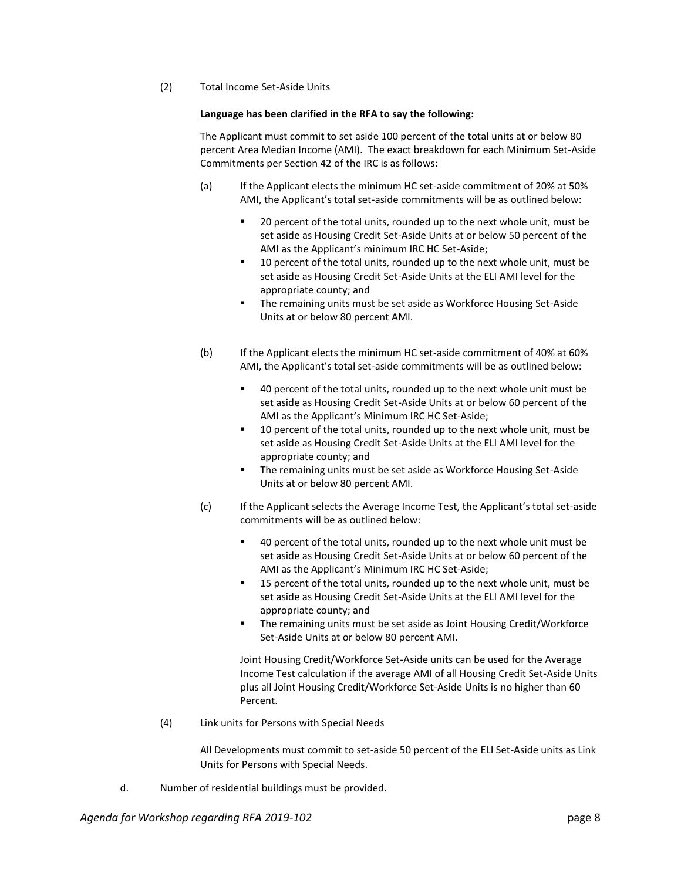(2) Total Income Set-Aside Units

**<u>Language has been clarified in the RFA to say the following:</u>**

The Applicant must commit to set aside 100 percent of the total units at or below 80 percent Area Median Income (AMI). The exact breakdown for each Minimum Set-Aside Commitments per Section 42 of the IRC is as follows:

(a) If the Applicant elects the minimum HC set-aside commitment of 20% at 50% AMI, the Applicant's total set-aside commitments will be as outlined below:

- 20 percent of the total units, rounded up to the next whole unit, must be set aside as Housing Credit Set-Aside Units at or below 50 percent of the AMI as the Applicant's minimum IRC HC Set-Aside;
- 10 percent of the total units, rounded up to the next whole unit, must be set aside as Housing Credit Set-Aside Units at the ELI AMI level for the appropriate county; and
- The remaining units must be set aside as Workforce Housing Set-Aside Units at or below 80 percent AMI.

(b) If the Applicant elects the minimum HC set-aside commitment of 40% at 60% AMI, the Applicant's total set-aside commitments will be as outlined below:

- 40 percent of the total units, rounded up to the next whole unit must be set aside as Housing Credit Set-Aside Units at or below 60 percent of the AMI as the Applicant's Minimum IRC HC Set-Aside;
- 10 percent of the total units, rounded up to the next whole unit, must be set aside as Housing Credit Set-Aside Units at the ELI AMI level for the appropriate county; and
- The remaining units must be set aside as Workforce Housing Set-Aside Units at or below 80 percent AMI.

(c) If the Applicant selects the Average Income Test, the Applicant's total set-aside commitments will be as outlined below:

- 40 percent of the total units, rounded up to the next whole unit must be set aside as Housing Credit Set-Aside Units at or below 60 percent of the AMI as the Applicant's Minimum IRC HC Set-Aside;
- 15 percent of the total units, rounded up to the next whole unit, must be set aside as Housing Credit Set-Aside Units at the ELI AMI level for the appropriate county; and
- The remaining units must be set aside as Joint Housing Credit/Workforce Set-Aside Units at or below 80 percent AMI.

Joint Housing Credit/Workforce Set-Aside units can be used for the Average Income Test calculation if the average AMI of all Housing Credit Set-Aside Units plus all Joint Housing Credit/Workforce Set-Aside Units is no higher than 60 Percent.

(4) Link units for Persons with Special Needs

All Developments must commit to set-aside 50 percent of the ELI Set-Aside units as Link Units for Persons with Special Needs.

d. Number of residential buildings must be provided.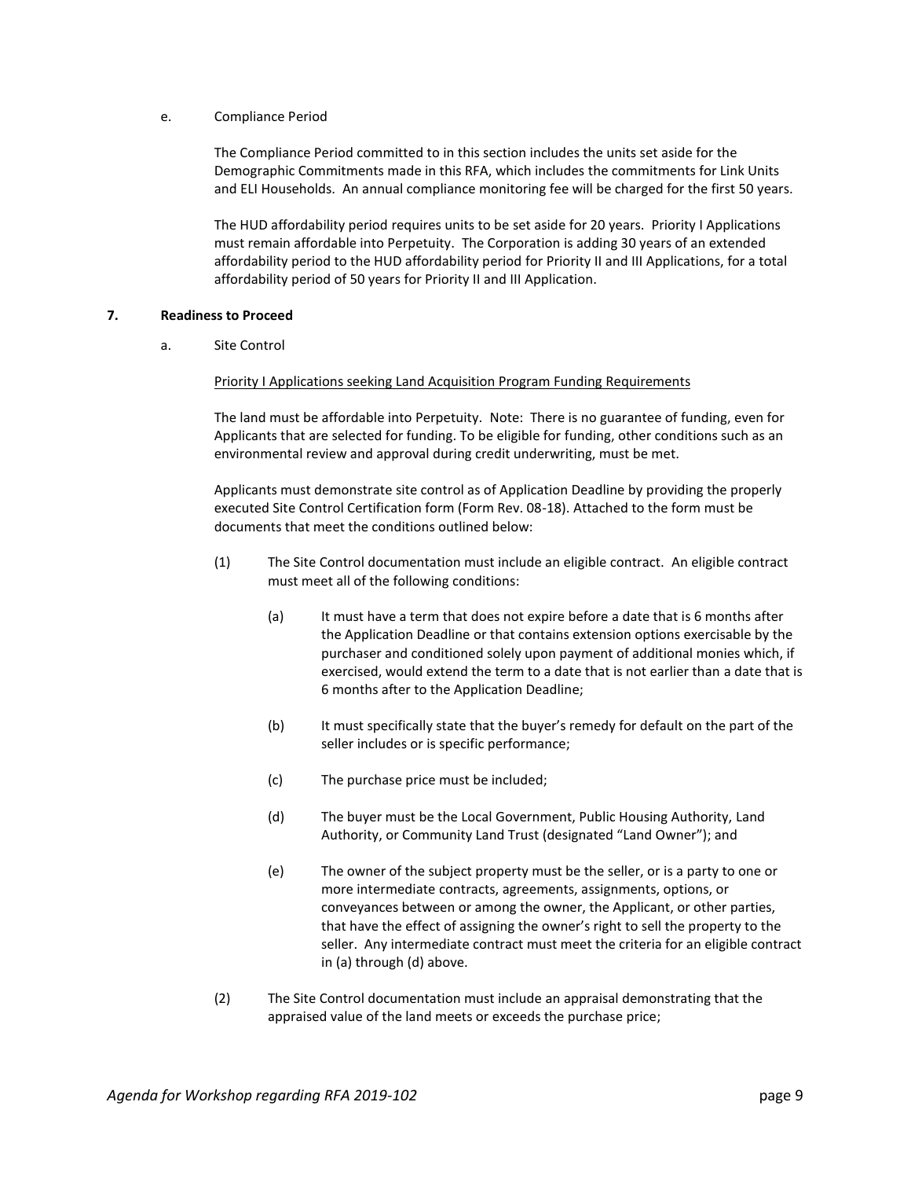e. Compliance Period

The Compliance Period committed to in this section includes the units set aside for the Demographic Commitments made in this RFA, which includes the commitments for Link Units and ELI Households. An annual compliance monitoring fee will be charged for the first 50 years.

The HUD affordability period requires units to be set aside for 20 years. Priority I Applications must remain affordable into Perpetuity. The Corporation is adding 30 years of an extended affordability period to the HUD affordability period for Priority II and III Applications, for a total affordability period of 50 years for Priority II and III Application.

**7. Readiness to Proceed**

a. Site Control

<u>Priority I Applications seeking Land Acquisition Program Funding Requirements</u>

The land must be affordable into Perpetuity. Note: There is no guarantee of funding, even for Applicants that are selected for funding. To be eligible for funding, other conditions such as an environmental review and approval during credit underwriting, must be met.

Applicants must demonstrate site control as of Application Deadline by providing the properly executed Site Control Certification form (Form Rev. 08-18). Attached to the form must be documents that meet the conditions outlined below:

(1) The Site Control documentation must include an eligible contract. An eligible contract must meet all of the following conditions:

(a) It must have a term that does not expire before a date that is 6 months after the Application Deadline or that contains extension options exercisable by the purchaser and conditioned solely upon payment of additional monies which, if exercised, would extend the term to a date that is not earlier than a date that is 6 months after to the Application Deadline;

(b) It must specifically state that the buyer's remedy for default on the part of the seller includes or is specific performance;

(c) The purchase price must be included;

(d) The buyer must be the Local Government, Public Housing Authority, Land Authority, or Community Land Trust (designated "Land Owner"); and

(e) The owner of the subject property must be the seller, or is a party to one or more intermediate contracts, agreements, assignments, options, or conveyances between or among the owner, the Applicant, or other parties, that have the effect of assigning the owner's right to sell the property to the seller. Any intermediate contract must meet the criteria for an eligible contract in (a) through (d) above.

(2) The Site Control documentation must include an appraisal demonstrating that the appraised value of the land meets or exceeds the purchase price;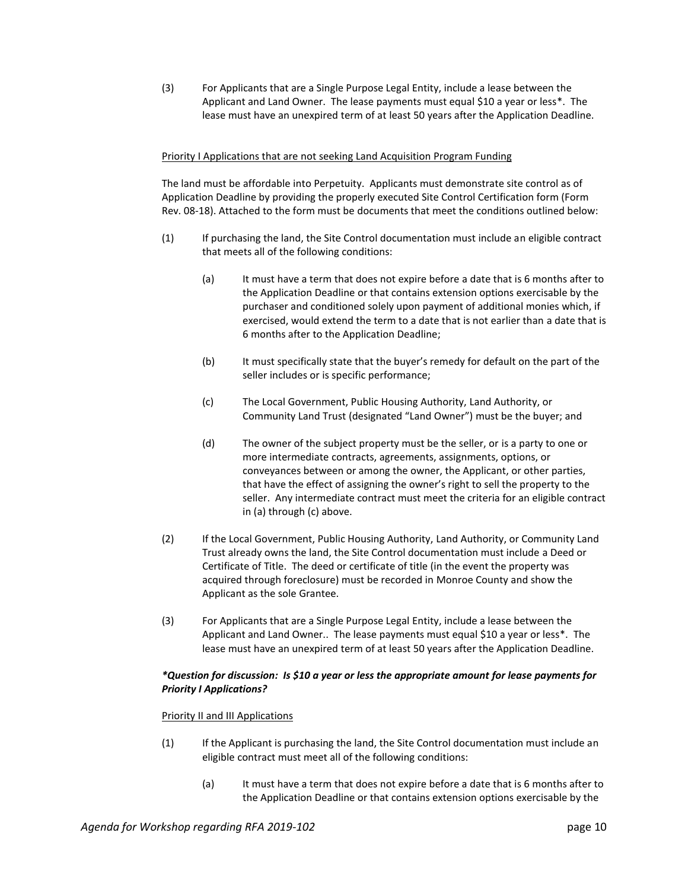(3) For Applicants that are a Single Purpose Legal Entity, include a lease between the Applicant and Land Owner. The lease payments must equal $10 a year or less*. The lease must have an unexpired term of at least 50 years after the Application Deadline.

<u>Priority I Applications that are not seeking Land Acquisition Program Funding</u>

The land must be affordable into Perpetuity. Applicants must demonstrate site control as of Application Deadline by providing the properly executed Site Control Certification form (Form Rev. 08-18). Attached to the form must be documents that meet the conditions outlined below:

(1) If purchasing the land, the Site Control documentation must include an eligible contract that meets all of the following conditions:

   (a) It must have a term that does not expire before a date that is 6 months after to the Application Deadline or that contains extension options exercisable by the purchaser and conditioned solely upon payment of additional monies which, if exercised, would extend the term to a date that is not earlier than a date that is 6 months after to the Application Deadline;

   (b) It must specifically state that the buyer's remedy for default on the part of the seller includes or is specific performance;

   (c) The Local Government, Public Housing Authority, Land Authority, or Community Land Trust (designated "Land Owner") must be the buyer; and

   (d) The owner of the subject property must be the seller, or is a party to one or more intermediate contracts, agreements, assignments, options, or conveyances between or among the owner, the Applicant, or other parties, that have the effect of assigning the owner's right to sell the property to the seller. Any intermediate contract must meet the criteria for an eligible contract in (a) through (c) above.

(2) If the Local Government, Public Housing Authority, Land Authority, or Community Land Trust already owns the land, the Site Control documentation must include a Deed or Certificate of Title. The deed or certificate of title (in the event the property was acquired through foreclosure) must be recorded in Monroe County and show the Applicant as the sole Grantee.

(3) For Applicants that are a Single Purpose Legal Entity, include a lease between the Applicant and Land Owner.. The lease payments must equal $10 a year or less*. The lease must have an unexpired term of at least 50 years after the Application Deadline.

***Question for discussion: Is $10 a year or less the appropriate amount for lease payments for Priority I Applications?***

<u>Priority II and III Applications</u>

(1) If the Applicant is purchasing the land, the Site Control documentation must include an eligible contract must meet all of the following conditions:

   (a) It must have a term that does not expire before a date that is 6 months after to the Application Deadline or that contains extension options exercisable by the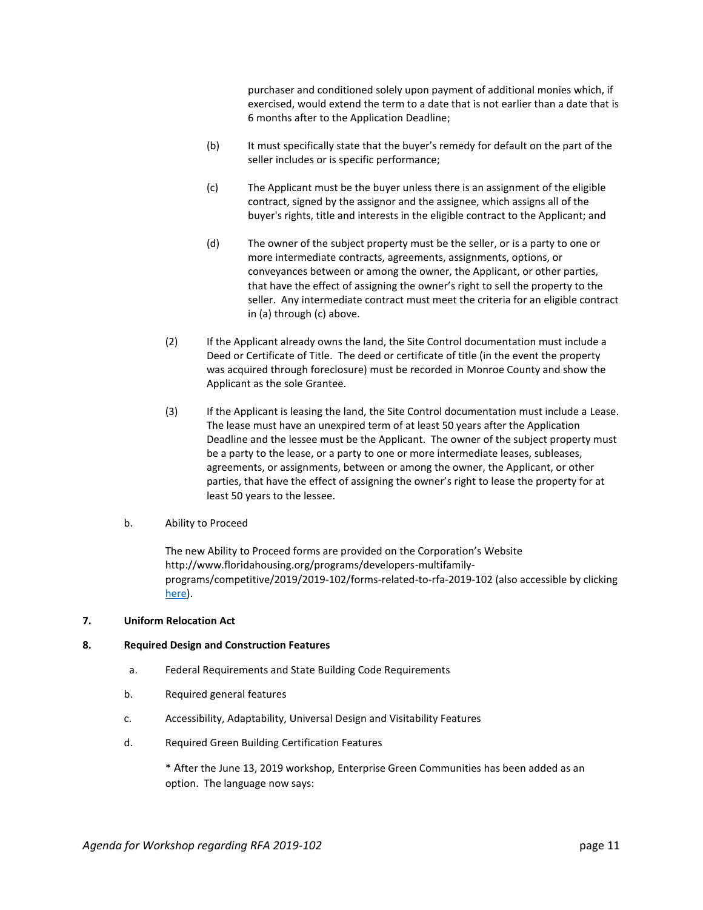purchaser and conditioned solely upon payment of additional monies which, if exercised, would extend the term to a date that is not earlier than a date that is 6 months after to the Application Deadline;

(b) It must specifically state that the buyer's remedy for default on the part of the seller includes or is specific performance;

(c) The Applicant must be the buyer unless there is an assignment of the eligible contract, signed by the assignor and the assignee, which assigns all of the buyer's rights, title and interests in the eligible contract to the Applicant; and

(d) The owner of the subject property must be the seller, or is a party to one or more intermediate contracts, agreements, assignments, options, or conveyances between or among the owner, the Applicant, or other parties, that have the effect of assigning the owner's right to sell the property to the seller. Any intermediate contract must meet the criteria for an eligible contract in (a) through (c) above.

(2) If the Applicant already owns the land, the Site Control documentation must include a Deed or Certificate of Title. The deed or certificate of title (in the event the property was acquired through foreclosure) must be recorded in Monroe County and show the Applicant as the sole Grantee.

(3) If the Applicant is leasing the land, the Site Control documentation must include a Lease. The lease must have an unexpired term of at least 50 years after the Application Deadline and the lessee must be the Applicant. The owner of the subject property must be a party to the lease, or a party to one or more intermediate leases, subleases, agreements, or assignments, between or among the owner, the Applicant, or other parties, that have the effect of assigning the owner's right to lease the property for at least 50 years to the lessee.

b. Ability to Proceed

The new Ability to Proceed forms are provided on the Corporation's Website http://www.floridahousing.org/programs/developers-multifamily-programs/competitive/2019/2019-102/forms-related-to-rfa-2019-102 (also accessible by clicking here).

**7. Uniform Relocation Act**

**8. Required Design and Construction Features**

a. Federal Requirements and State Building Code Requirements

b. Required general features

c. Accessibility, Adaptability, Universal Design and Visitability Features

d. Required Green Building Certification Features

* After the June 13, 2019 workshop, Enterprise Green Communities has been added as an option. The language now says: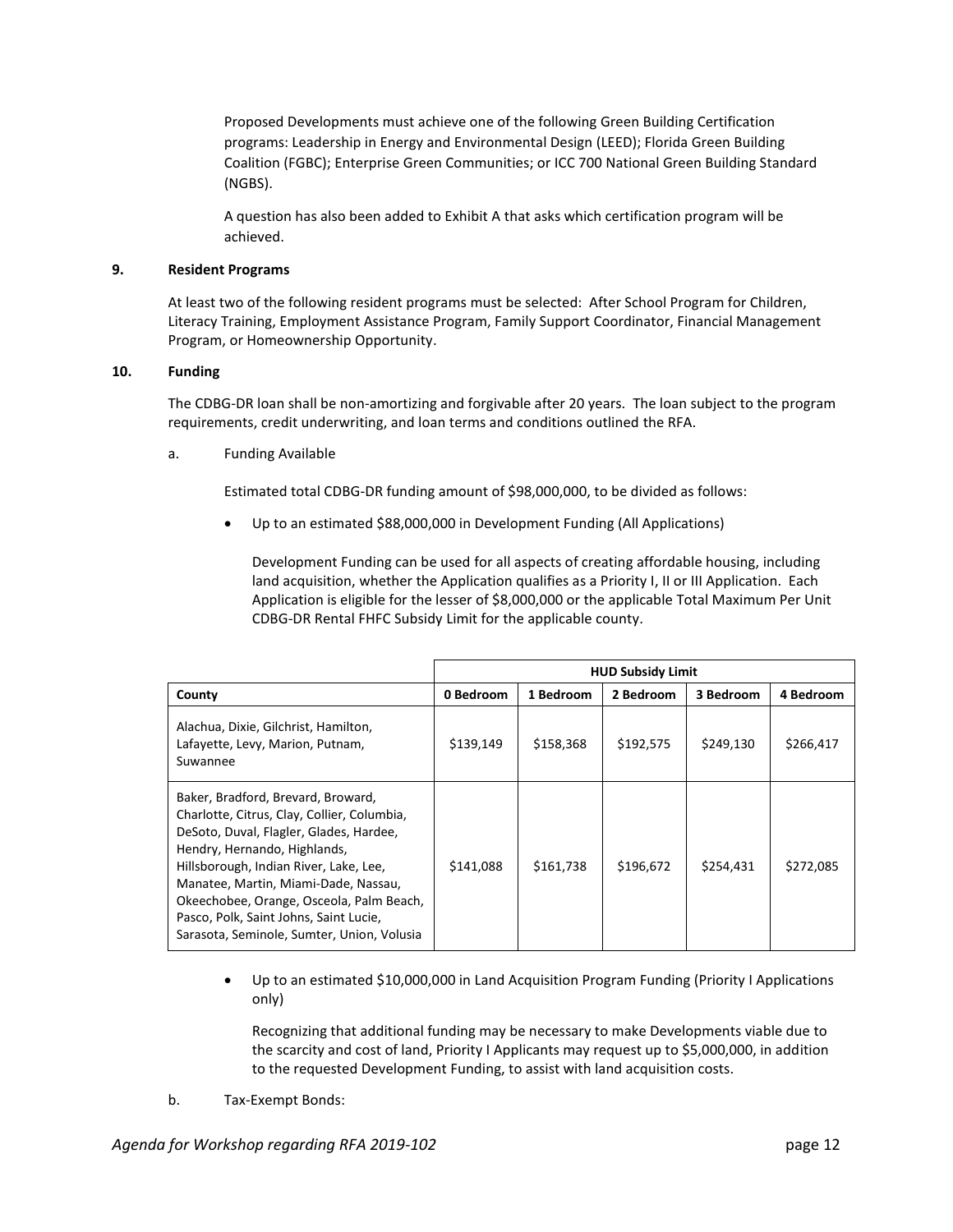Proposed Developments must achieve one of the following Green Building Certification programs: Leadership in Energy and Environmental Design (LEED); Florida Green Building Coalition (FGBC); Enterprise Green Communities; or ICC 700 National Green Building Standard (NGBS).

A question has also been added to Exhibit A that asks which certification program will be achieved.

**9. Resident Programs**

At least two of the following resident programs must be selected: After School Program for Children, Literacy Training, Employment Assistance Program, Family Support Coordinator, Financial Management Program, or Homeownership Opportunity.

**10. Funding**

The CDBG-DR loan shall be non-amortizing and forgivable after 20 years. The loan subject to the program requirements, credit underwriting, and loan terms and conditions outlined the RFA.

a. Funding Available

Estimated total CDBG-DR funding amount of $98,000,000, to be divided as follows:

- Up to an estimated $88,000,000 in Development Funding (All Applications)

  Development Funding can be used for all aspects of creating affordable housing, including land acquisition, whether the Application qualifies as a Priority I, II or III Application. Each Application is eligible for the lesser of $8,000,000 or the applicable Total Maximum Per Unit CDBG-DR Rental FHFC Subsidy Limit for the applicable county.

| | HUD Subsidy Limit | | | | |
|---|---|---|---|---|---|
| **County** | **0 Bedroom** | **1 Bedroom** | **2 Bedroom** | **3 Bedroom** | **4 Bedroom** |
| Alachua, Dixie, Gilchrist, Hamilton, Lafayette, Levy, Marion, Putnam, Suwannee | $139,149 | $158,368 | $192,575 | $249,130 | $266,417 |
| Baker, Bradford, Brevard, Broward, Charlotte, Citrus, Clay, Collier, Columbia, DeSoto, Duval, Flagler, Glades, Hardee, Hendry, Hernando, Highlands, Hillsborough, Indian River, Lake, Lee, Manatee, Martin, Miami-Dade, Nassau, Okeechobee, Orange, Osceola, Palm Beach, Pasco, Polk, Saint Johns, Saint Lucie, Sarasota, Seminole, Sumter, Union, Volusia | $141,088 | $161,738 | $196,672 | $254,431 | $272,085 |

- Up to an estimated $10,000,000 in Land Acquisition Program Funding (Priority I Applications only)

  Recognizing that additional funding may be necessary to make Developments viable due to the scarcity and cost of land, Priority I Applicants may request up to $5,000,000, in addition to the requested Development Funding, to assist with land acquisition costs.

b. Tax-Exempt Bonds: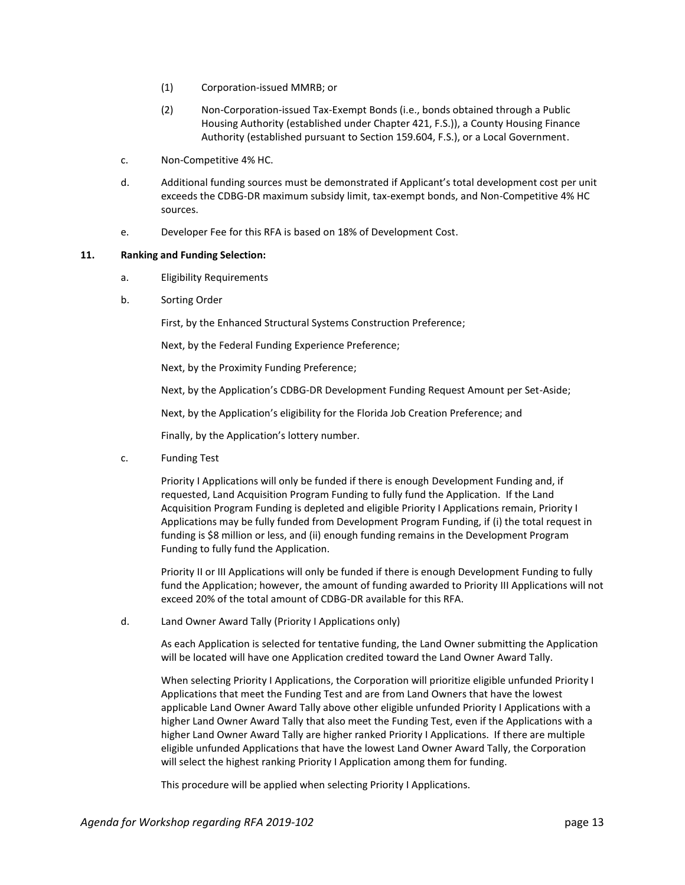(1) Corporation-issued MMRB; or

(2) Non-Corporation-issued Tax-Exempt Bonds (i.e., bonds obtained through a Public Housing Authority (established under Chapter 421, F.S.)), a County Housing Finance Authority (established pursuant to Section 159.604, F.S.), or a Local Government.

c. Non-Competitive 4% HC.

d. Additional funding sources must be demonstrated if Applicant's total development cost per unit exceeds the CDBG-DR maximum subsidy limit, tax-exempt bonds, and Non-Competitive 4% HC sources.

e. Developer Fee for this RFA is based on 18% of Development Cost.

**11. Ranking and Funding Selection:**

a. Eligibility Requirements

b. Sorting Order

First, by the Enhanced Structural Systems Construction Preference;

Next, by the Federal Funding Experience Preference;

Next, by the Proximity Funding Preference;

Next, by the Application's CDBG-DR Development Funding Request Amount per Set-Aside;

Next, by the Application's eligibility for the Florida Job Creation Preference; and

Finally, by the Application's lottery number.

c. Funding Test

Priority I Applications will only be funded if there is enough Development Funding and, if requested, Land Acquisition Program Funding to fully fund the Application. If the Land Acquisition Program Funding is depleted and eligible Priority I Applications remain, Priority I Applications may be fully funded from Development Program Funding, if (i) the total request in funding is $8 million or less, and (ii) enough funding remains in the Development Program Funding to fully fund the Application.

Priority II or III Applications will only be funded if there is enough Development Funding to fully fund the Application; however, the amount of funding awarded to Priority III Applications will not exceed 20% of the total amount of CDBG-DR available for this RFA.

d. Land Owner Award Tally (Priority I Applications only)

As each Application is selected for tentative funding, the Land Owner submitting the Application will be located will have one Application credited toward the Land Owner Award Tally.

When selecting Priority I Applications, the Corporation will prioritize eligible unfunded Priority I Applications that meet the Funding Test and are from Land Owners that have the lowest applicable Land Owner Award Tally above other eligible unfunded Priority I Applications with a higher Land Owner Award Tally that also meet the Funding Test, even if the Applications with a higher Land Owner Award Tally are higher ranked Priority I Applications. If there are multiple eligible unfunded Applications that have the lowest Land Owner Award Tally, the Corporation will select the highest ranking Priority I Application among them for funding.

This procedure will be applied when selecting Priority I Applications.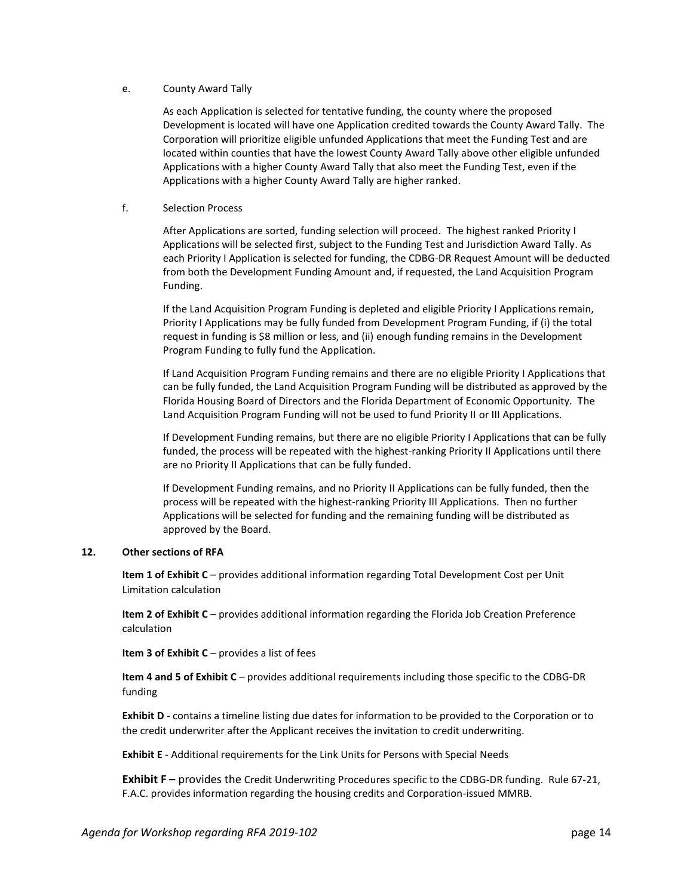e. County Award Tally

As each Application is selected for tentative funding, the county where the proposed Development is located will have one Application credited towards the County Award Tally. The Corporation will prioritize eligible unfunded Applications that meet the Funding Test and are located within counties that have the lowest County Award Tally above other eligible unfunded Applications with a higher County Award Tally that also meet the Funding Test, even if the Applications with a higher County Award Tally are higher ranked.

f. Selection Process

After Applications are sorted, funding selection will proceed. The highest ranked Priority I Applications will be selected first, subject to the Funding Test and Jurisdiction Award Tally. As each Priority I Application is selected for funding, the CDBG-DR Request Amount will be deducted from both the Development Funding Amount and, if requested, the Land Acquisition Program Funding.

If the Land Acquisition Program Funding is depleted and eligible Priority I Applications remain, Priority I Applications may be fully funded from Development Program Funding, if (i) the total request in funding is $8 million or less, and (ii) enough funding remains in the Development Program Funding to fully fund the Application.

If Land Acquisition Program Funding remains and there are no eligible Priority I Applications that can be fully funded, the Land Acquisition Program Funding will be distributed as approved by the Florida Housing Board of Directors and the Florida Department of Economic Opportunity. The Land Acquisition Program Funding will not be used to fund Priority II or III Applications.

If Development Funding remains, but there are no eligible Priority I Applications that can be fully funded, the process will be repeated with the highest-ranking Priority II Applications until there are no Priority II Applications that can be fully funded.

If Development Funding remains, and no Priority II Applications can be fully funded, then the process will be repeated with the highest-ranking Priority III Applications. Then no further Applications will be selected for funding and the remaining funding will be distributed as approved by the Board.

**12. Other sections of RFA**

**Item 1 of Exhibit C** – provides additional information regarding Total Development Cost per Unit Limitation calculation

**Item 2 of Exhibit C** – provides additional information regarding the Florida Job Creation Preference calculation

**Item 3 of Exhibit C** – provides a list of fees

**Item 4 and 5 of Exhibit C** – provides additional requirements including those specific to the CDBG-DR funding

**Exhibit D** - contains a timeline listing due dates for information to be provided to the Corporation or to the credit underwriter after the Applicant receives the invitation to credit underwriting.

**Exhibit E** - Additional requirements for the Link Units for Persons with Special Needs

**Exhibit F –** provides the Credit Underwriting Procedures specific to the CDBG-DR funding. Rule 67-21, F.A.C. provides information regarding the housing credits and Corporation-issued MMRB.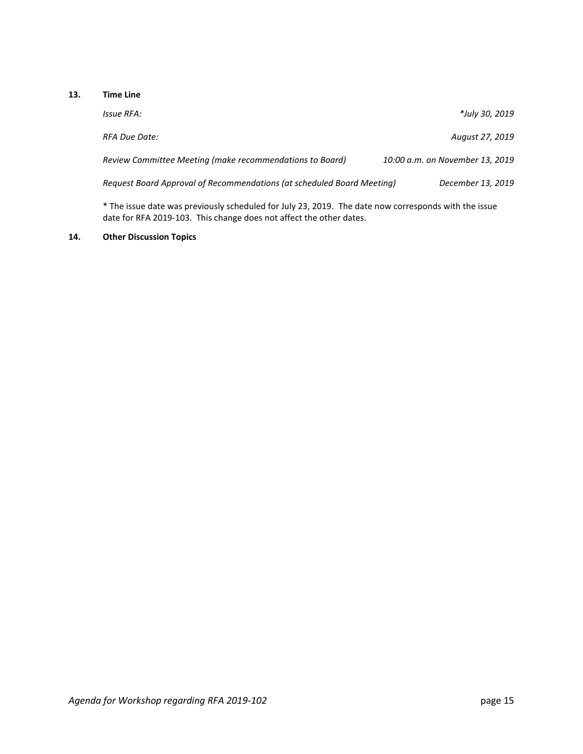**13. Time Line**

| | |
|---|---|
| *Issue RFA:* | *\*July 30, 2019* |
| *RFA Due Date:* | *August 27, 2019* |
| *Review Committee Meeting (make recommendations to Board)* | *10:00 a.m. on November 13, 2019* |
| *Request Board Approval of Recommendations (at scheduled Board Meeting)* | *December 13, 2019* |

\* The issue date was previously scheduled for July 23, 2019. The date now corresponds with the issue date for RFA 2019-103. This change does not affect the other dates.

**14. Other Discussion Topics**